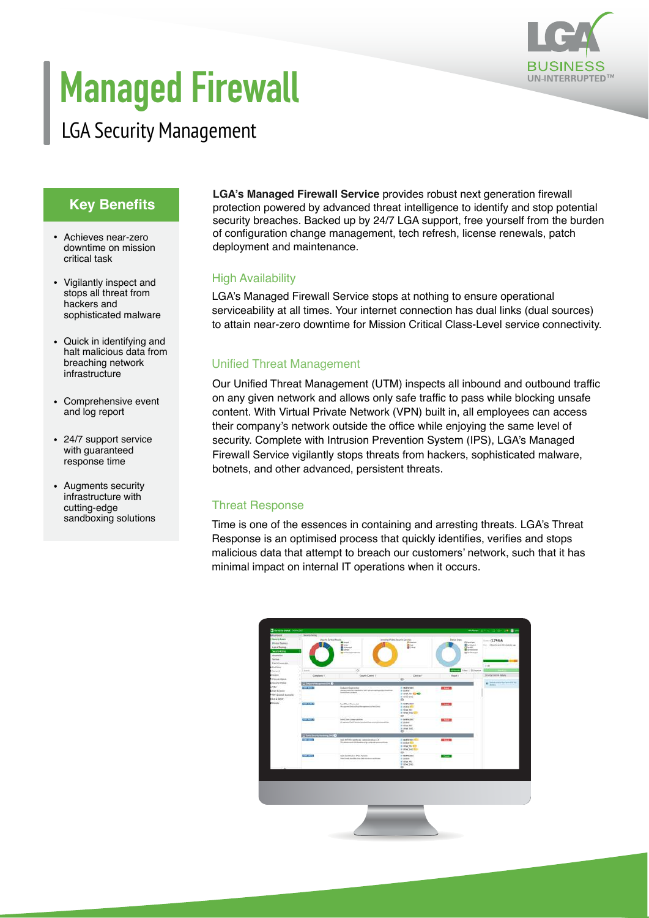# Managed Firewall

## LGA Security Management

### Key Benefits

- Achieves near-zero downtime on mission critical task
- Vigilantly inspect and stops all threat from hackers and sophisticated malware
- Quick in identifying and halt malicious data from breaching network infrastructure
- Comprehensive event and log report
- 24/7 support service with guaranteed response time
- Augments security infrastructure with cutting-edge sandboxing solutions

**LGA's Managed Firewall Service** provides robust next generation firewall protection powered by advanced threat intelligence to identify and stop potential security breaches. Backed up by 24/7 LGA support, free yourself from the burden of configuration change management, tech refresh, license renewals, patch deployment and maintenance.

### High Availability

LGA's Managed Firewall Service stops at nothing to ensure operational serviceability at all times. Your internet connection has dual links (dual sources) to attain near-zero downtime for Mission Critical Class-Level service connectivity.

### Unified Threat Management

Our Unified Threat Management (UTM) inspects all inbound and outbound traffic on any given network and allows only safe traffic to pass while blocking unsafe content. With Virtual Private Network (VPN) built in, all employees can access their company's network outside the office while enjoying the same level of security. Complete with Intrusion Prevention System (IPS), LGA's Managed Firewall Service vigilantly stops threats from hackers, sophisticated malware, botnets, and other advanced, persistent threats.

### Threat Response

Time is one of the essences in containing and arresting threats. LGA's Threat Response is an optimised process that quickly identifies, verifies and stops malicious data that attempt to breach our customers' network, such that it has minimal impact on internal IT operations when it occurs.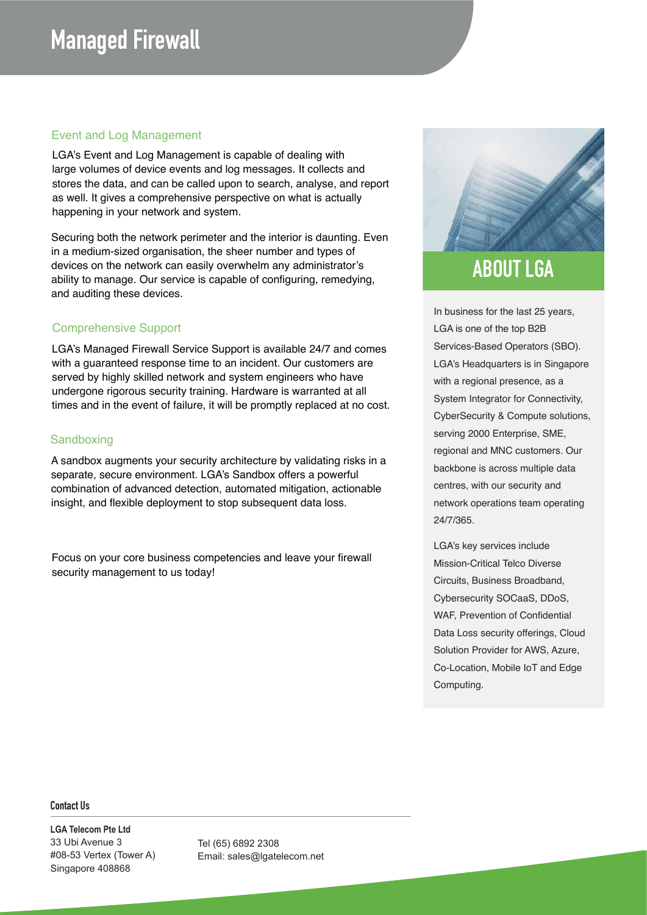# Managed Firewall

## Event and Log Management

LGA's Event and Log Management is capable of dealing with large volumes of device events and log messages. It collects and stores the data, and can be called upon to search, analyse, and report as well. It gives a comprehensive perspective on what is actually happening in your network and system.

Securing both the network perimeter and the interior is daunting. Even in a medium-sized organisation, the sheer number and types of devices on the network can easily overwhelm any administrator's ability to manage. Our service is capable of configuring, remedying, and auditing these devices.

## Comprehensive Support

LGA's Managed Firewall Service Support is available 24/7 and comes with a guaranteed response time to an incident. Our customers are served by highly skilled network and system engineers who have undergone rigorous security training. Hardware is warranted at all times and in the event of failure, it will be promptly replaced at no cost.

## Sandboxing

A sandbox augments your security architecture by validating risks in a separate, secure environment. LGA's Sandbox offers a powerful combination of advanced detection, automated mitigation, actionable insight, and flexible deployment to stop subsequent data loss.

Focus on your core business competencies and leave your firewall security management to us today!

## ABOUT LGA

In business for the last 25 years, LGA is one of the top B2B Services-Based Operators (SBO). LGA's Headquarters is in Singapore with a regional presence, as a System Integrator for Connectivity, CyberSecurity & Compute solutions, serving 2000 Enterprise, SME, regional and MNC customers. Our backbone is across multiple data centres, with our security and network operations team operating 24/7/365.

LGA's key services include Mission-Critical Telco Diverse Circuits, Business Broadband, Cybersecurity SOCaaS, DDoS, WAF, Prevention of Confidential Data Loss security offerings, Cloud Solution Provider for AWS, Azure, Co-Location, Mobile IoT and Edge Computing.

### Contact Us

**LGA Telecom Pte Ltd**
33 Ubi Avenue 3
#08-53 Vertex (Tower A)
Singapore 408868

Tel (65) 6892 2308
Email: sales@lgatelecom.net